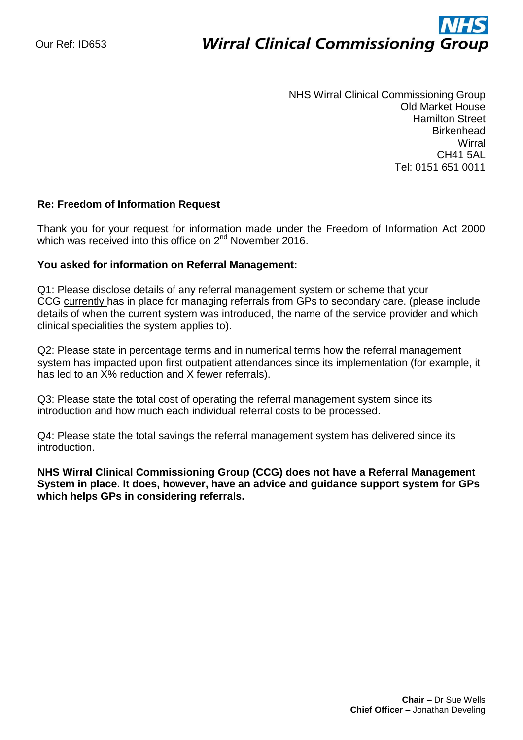Our Ref: ID653

**NHS**
***Wirral Clinical Commissioning Group***

NHS Wirral Clinical Commissioning Group
Old Market House
Hamilton Street
Birkenhead
Wirral
CH41 5AL
Tel: 0151 651 0011

**Re: Freedom of Information Request**

Thank you for your request for information made under the Freedom of Information Act 2000 which was received into this office on 2nd November 2016.

**You asked for information on Referral Management:**

Q1: Please disclose details of any referral management system or scheme that your CCG currently has in place for managing referrals from GPs to secondary care. (please include details of when the current system was introduced, the name of the service provider and which clinical specialities the system applies to).

Q2: Please state in percentage terms and in numerical terms how the referral management system has impacted upon first outpatient attendances since its implementation (for example, it has led to an X% reduction and X fewer referrals).

Q3: Please state the total cost of operating the referral management system since its introduction and how much each individual referral costs to be processed.

Q4: Please state the total savings the referral management system has delivered since its introduction.

**NHS Wirral Clinical Commissioning Group (CCG) does not have a Referral Management System in place. It does, however, have an advice and guidance support system for GPs which helps GPs in considering referrals.**

**Chair** – Dr Sue Wells
**Chief Officer** – Jonathan Develing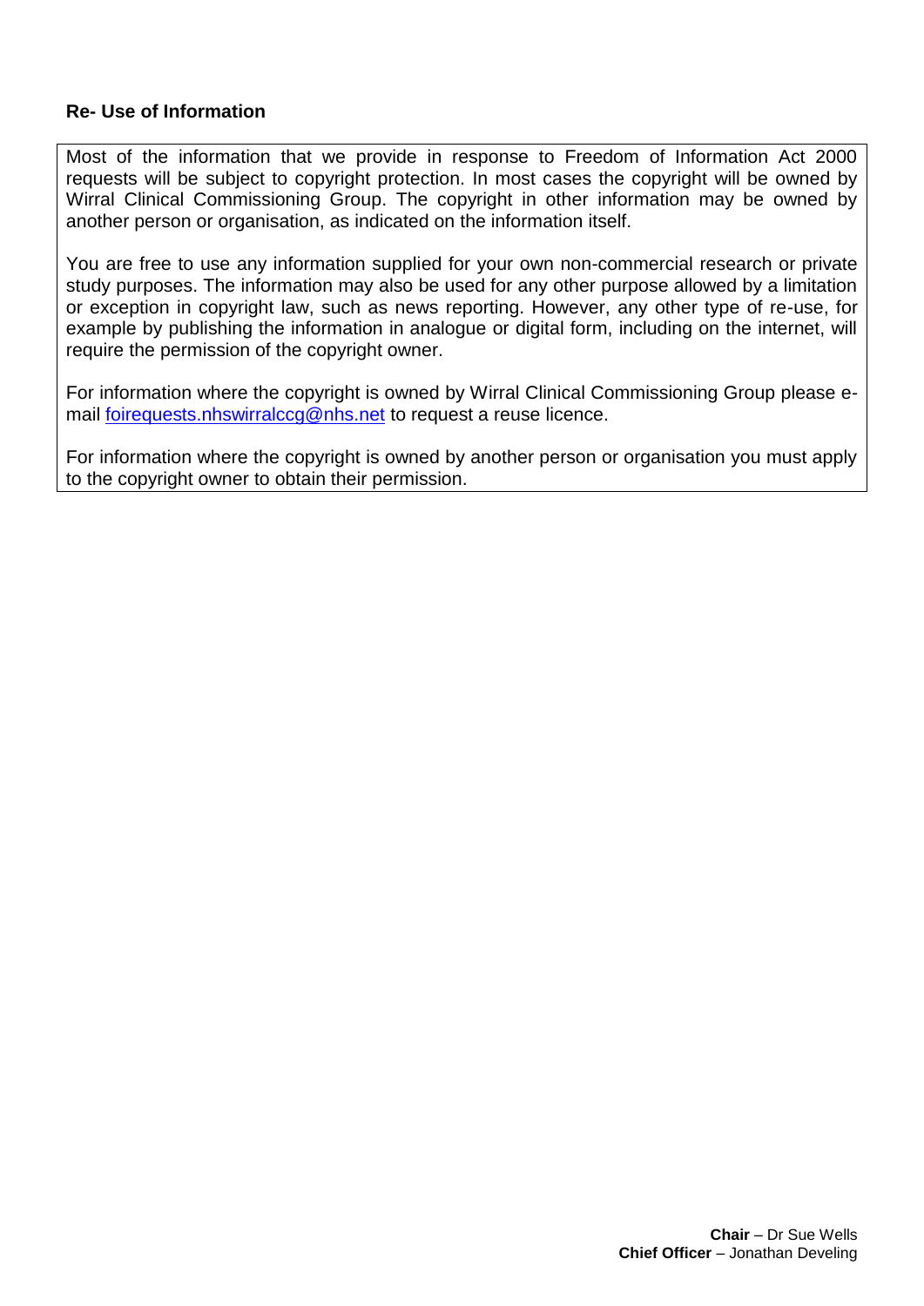**Re- Use of Information**

Most of the information that we provide in response to Freedom of Information Act 2000 requests will be subject to copyright protection. In most cases the copyright will be owned by Wirral Clinical Commissioning Group. The copyright in other information may be owned by another person or organisation, as indicated on the information itself.

You are free to use any information supplied for your own non-commercial research or private study purposes. The information may also be used for any other purpose allowed by a limitation or exception in copyright law, such as news reporting. However, any other type of re-use, for example by publishing the information in analogue or digital form, including on the internet, will require the permission of the copyright owner.

For information where the copyright is owned by Wirral Clinical Commissioning Group please e-mail foirequests.nhswirralccg@nhs.net to request a reuse licence.

For information where the copyright is owned by another person or organisation you must apply to the copyright owner to obtain their permission.

**Chair** – Dr Sue Wells
**Chief Officer** – Jonathan Develing